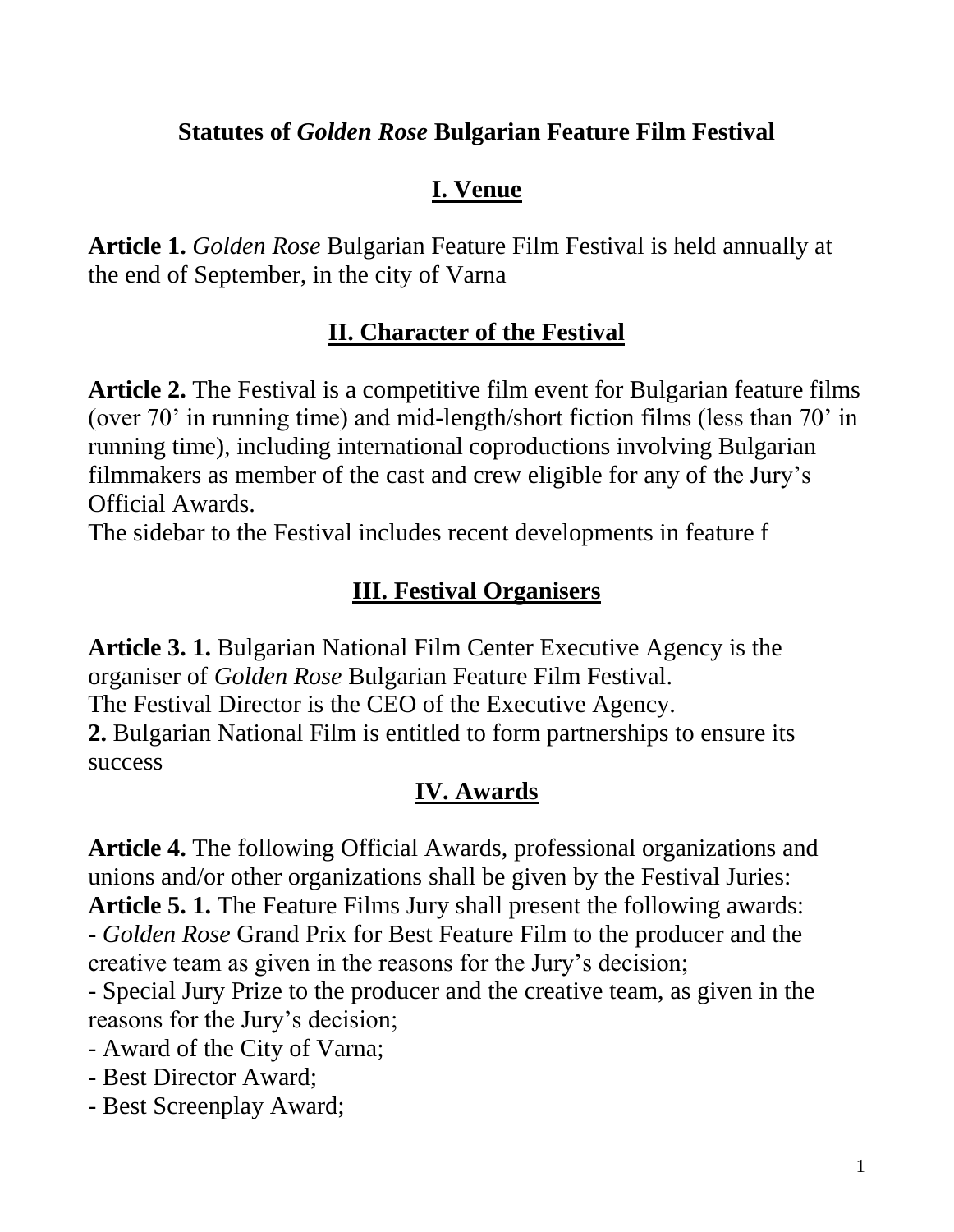# Statutes of *Golden Rose* Bulgarian Feature Film Festival

## I. Venue

**Article 1.** *Golden Rose* Bulgarian Feature Film Festival is held annually at the end of September, in the city of Varna

## II. Character of the Festival

**Article 2.** The Festival is a competitive film event for Bulgarian feature films (over 70' in running time) and mid-length/short fiction films (less than 70' in running time), including international coproductions involving Bulgarian filmmakers as member of the cast and crew eligible for any of the Jury's Official Awards.

The sidebar to the Festival includes recent developments in feature f

## III. Festival Organisers

**Article 3. 1.** Bulgarian National Film Center Executive Agency is the organiser of *Golden Rose* Bulgarian Feature Film Festival.

The Festival Director is the CEO of the Executive Agency.

**2.** Bulgarian National Film is entitled to form partnerships to ensure its success

## IV. Awards

**Article 4.** The following Official Awards, professional organizations and unions and/or other organizations shall be given by the Festival Juries:

**Article 5. 1.** The Feature Films Jury shall present the following awards:

- *Golden Rose* Grand Prix for Best Feature Film to the producer and the creative team as given in the reasons for the Jury's decision;
- Special Jury Prize to the producer and the creative team, as given in the reasons for the Jury's decision;
- Award of the City of Varna;
- Best Director Award;
- Best Screenplay Award;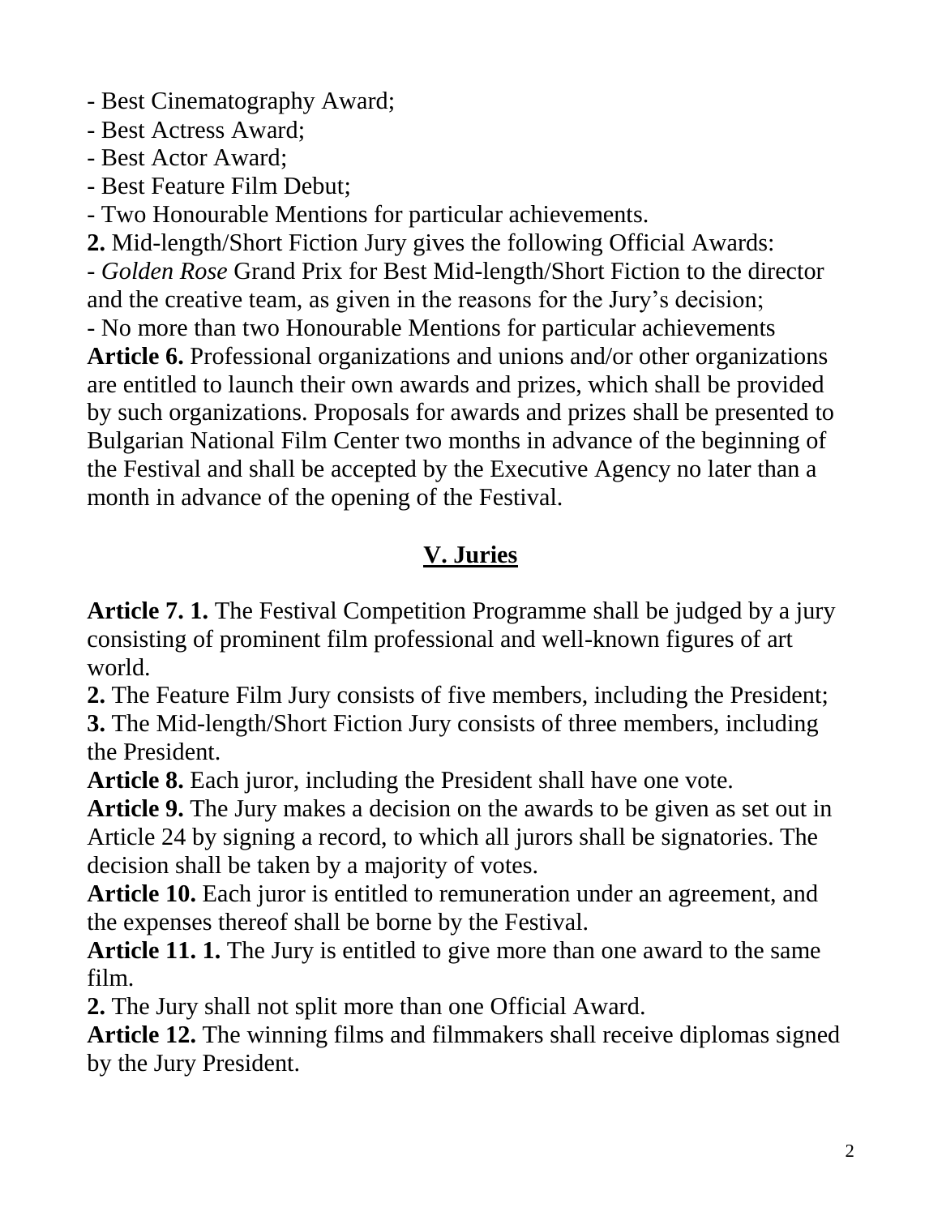- Best Cinematography Award;
- Best Actress Award;
- Best Actor Award;
- Best Feature Film Debut;
- Two Honourable Mentions for particular achievements.

**2.** Mid-length/Short Fiction Jury gives the following Official Awards:

- *Golden Rose* Grand Prix for Best Mid-length/Short Fiction to the director and the creative team, as given in the reasons for the Jury's decision;
- No more than two Honourable Mentions for particular achievements

**Article 6.** Professional organizations and unions and/or other organizations are entitled to launch their own awards and prizes, which shall be provided by such organizations. Proposals for awards and prizes shall be presented to Bulgarian National Film Center two months in advance of the beginning of the Festival and shall be accepted by the Executive Agency no later than a month in advance of the opening of the Festival.

## V. Juries

**Article 7. 1.** The Festival Competition Programme shall be judged by a jury consisting of prominent film professional and well-known figures of art world.

**2.** The Feature Film Jury consists of five members, including the President;

**3.** The Mid-length/Short Fiction Jury consists of three members, including the President.

**Article 8.** Each juror, including the President shall have one vote.

**Article 9.** The Jury makes a decision on the awards to be given as set out in Article 24 by signing a record, to which all jurors shall be signatories. The decision shall be taken by a majority of votes.

**Article 10.** Each juror is entitled to remuneration under an agreement, and the expenses thereof shall be borne by the Festival.

**Article 11. 1.** The Jury is entitled to give more than one award to the same film.

**2.** The Jury shall not split more than one Official Award.

**Article 12.** The winning films and filmmakers shall receive diplomas signed by the Jury President.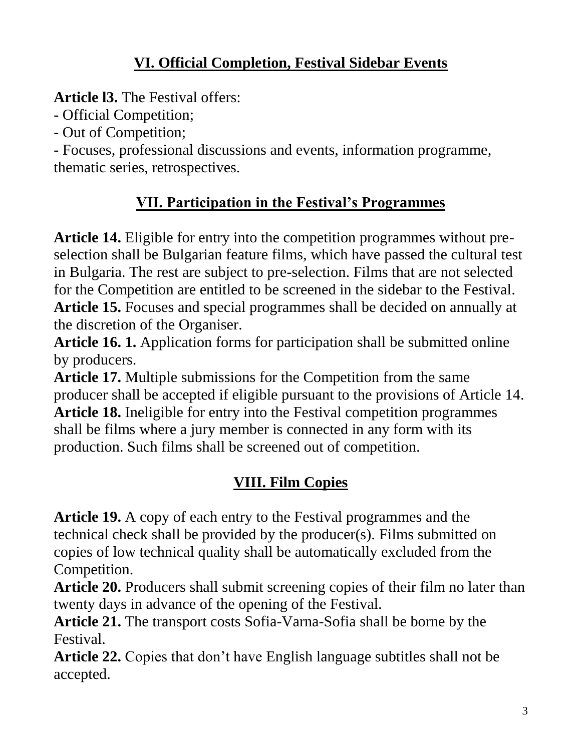## VI. Official Completion, Festival Sidebar Events

**Article l3.** The Festival offers:

- Official Competition;
- Out of Competition;
- Focuses, professional discussions and events, information programme, thematic series, retrospectives.

## VII. Participation in the Festival's Programmes

**Article 14.** Eligible for entry into the competition programmes without pre-selection shall be Bulgarian feature films, which have passed the cultural test in Bulgaria. The rest are subject to pre-selection. Films that are not selected for the Competition are entitled to be screened in the sidebar to the Festival.

**Article 15.** Focuses and special programmes shall be decided on annually at the discretion of the Organiser.

**Article 16. 1.** Application forms for participation shall be submitted online by producers.

**Article 17.** Multiple submissions for the Competition from the same producer shall be accepted if eligible pursuant to the provisions of Article 14.

**Article 18.** Ineligible for entry into the Festival competition programmes shall be films where a jury member is connected in any form with its production. Such films shall be screened out of competition.

## VIII. Film Copies

**Article 19.** A copy of each entry to the Festival programmes and the technical check shall be provided by the producer(s). Films submitted on copies of low technical quality shall be automatically excluded from the Competition.

**Article 20.** Producers shall submit screening copies of their film no later than twenty days in advance of the opening of the Festival.

**Article 21.** The transport costs Sofia-Varna-Sofia shall be borne by the Festival.

**Article 22.** Copies that don't have English language subtitles shall not be accepted.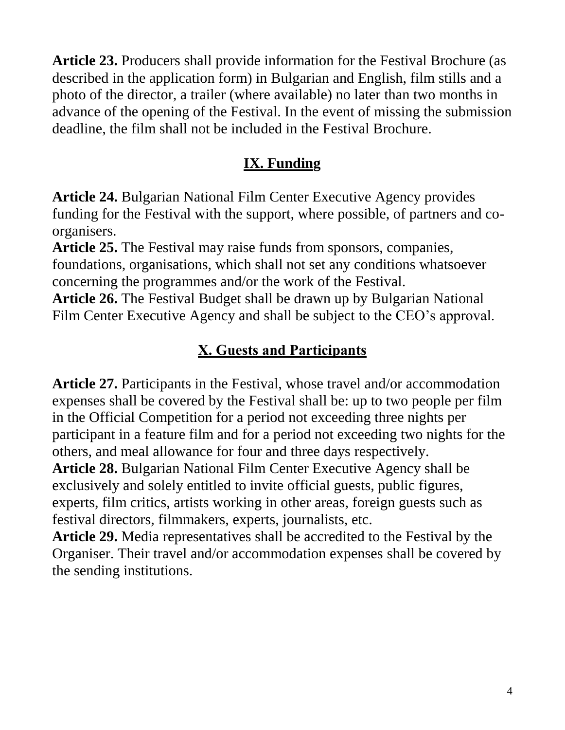**Article 23.** Producers shall provide information for the Festival Brochure (as described in the application form) in Bulgarian and English, film stills and a photo of the director, a trailer (where available) no later than two months in advance of the opening of the Festival. In the event of missing the submission deadline, the film shall not be included in the Festival Brochure.

## IX. Funding

**Article 24.** Bulgarian National Film Center Executive Agency provides funding for the Festival with the support, where possible, of partners and co-organisers.

**Article 25.** The Festival may raise funds from sponsors, companies, foundations, organisations, which shall not set any conditions whatsoever concerning the programmes and/or the work of the Festival.

**Article 26.** The Festival Budget shall be drawn up by Bulgarian National Film Center Executive Agency and shall be subject to the CEO's approval.

## X. Guests and Participants

**Article 27.** Participants in the Festival, whose travel and/or accommodation expenses shall be covered by the Festival shall be: up to two people per film in the Official Competition for a period not exceeding three nights per participant in a feature film and for a period not exceeding two nights for the others, and meal allowance for four and three days respectively.

**Article 28.** Bulgarian National Film Center Executive Agency shall be exclusively and solely entitled to invite official guests, public figures, experts, film critics, artists working in other areas, foreign guests such as festival directors, filmmakers, experts, journalists, etc.

**Article 29.** Media representatives shall be accredited to the Festival by the Organiser. Their travel and/or accommodation expenses shall be covered by the sending institutions.